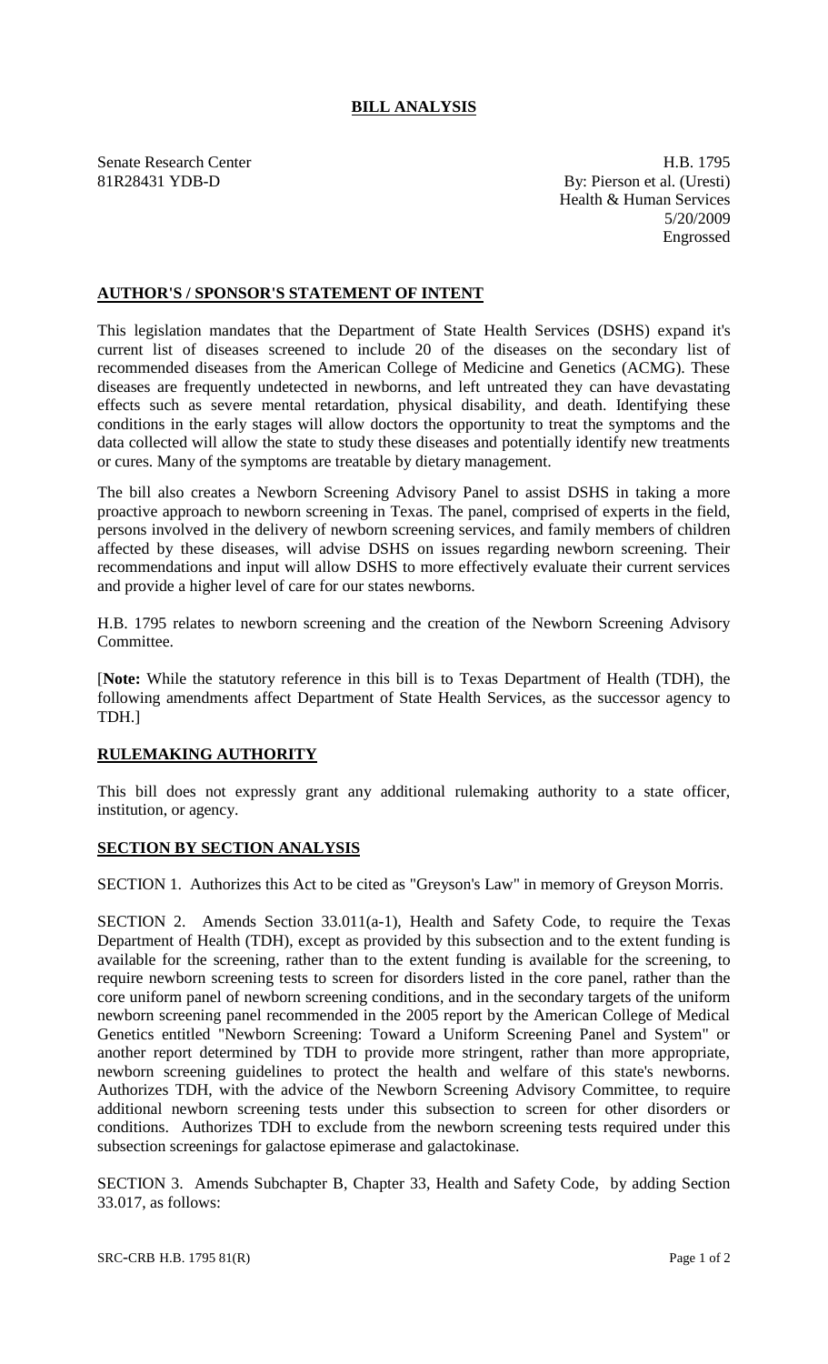# BILL ANALYSIS

Senate Research Center
81R28431 YDB-D

H.B. 1795
By: Pierson et al. (Uresti)
Health & Human Services
5/20/2009
Engrossed

## AUTHOR'S / SPONSOR'S STATEMENT OF INTENT

This legislation mandates that the Department of State Health Services (DSHS) expand it's current list of diseases screened to include 20 of the diseases on the secondary list of recommended diseases from the American College of Medicine and Genetics (ACMG). These diseases are frequently undetected in newborns, and left untreated they can have devastating effects such as severe mental retardation, physical disability, and death. Identifying these conditions in the early stages will allow doctors the opportunity to treat the symptoms and the data collected will allow the state to study these diseases and potentially identify new treatments or cures. Many of the symptoms are treatable by dietary management.

The bill also creates a Newborn Screening Advisory Panel to assist DSHS in taking a more proactive approach to newborn screening in Texas. The panel, comprised of experts in the field, persons involved in the delivery of newborn screening services, and family members of children affected by these diseases, will advise DSHS on issues regarding newborn screening. Their recommendations and input will allow DSHS to more effectively evaluate their current services and provide a higher level of care for our states newborns.

H.B. 1795 relates to newborn screening and the creation of the Newborn Screening Advisory Committee.

[**Note:** While the statutory reference in this bill is to Texas Department of Health (TDH), the following amendments affect Department of State Health Services, as the successor agency to TDH.]

## RULEMAKING AUTHORITY

This bill does not expressly grant any additional rulemaking authority to a state officer, institution, or agency.

## SECTION BY SECTION ANALYSIS

SECTION 1. Authorizes this Act to be cited as "Greyson's Law" in memory of Greyson Morris.

SECTION 2. Amends Section 33.011(a-1), Health and Safety Code, to require the Texas Department of Health (TDH), except as provided by this subsection and to the extent funding is available for the screening, rather than to the extent funding is available for the screening, to require newborn screening tests to screen for disorders listed in the core panel, rather than the core uniform panel of newborn screening conditions, and in the secondary targets of the uniform newborn screening panel recommended in the 2005 report by the American College of Medical Genetics entitled "Newborn Screening: Toward a Uniform Screening Panel and System" or another report determined by TDH to provide more stringent, rather than more appropriate, newborn screening guidelines to protect the health and welfare of this state's newborns. Authorizes TDH, with the advice of the Newborn Screening Advisory Committee, to require additional newborn screening tests under this subsection to screen for other disorders or conditions. Authorizes TDH to exclude from the newborn screening tests required under this subsection screenings for galactose epimerase and galactokinase.

SECTION 3. Amends Subchapter B, Chapter 33, Health and Safety Code, by adding Section 33.017, as follows: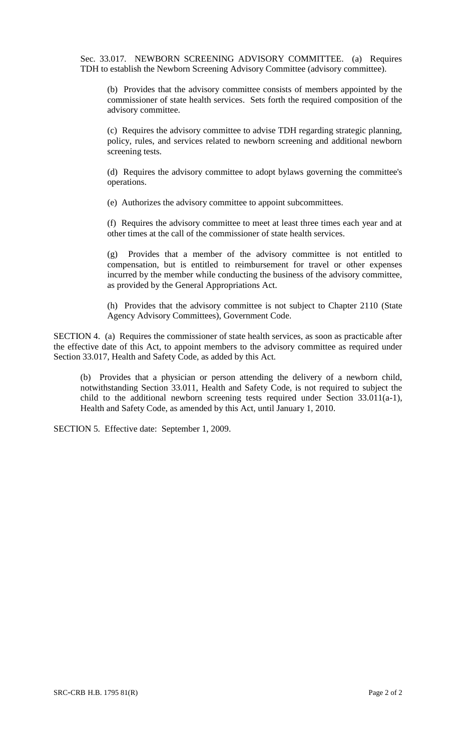Sec. 33.017. NEWBORN SCREENING ADVISORY COMMITTEE. (a) Requires TDH to establish the Newborn Screening Advisory Committee (advisory committee).

(b) Provides that the advisory committee consists of members appointed by the commissioner of state health services. Sets forth the required composition of the advisory committee.

(c) Requires the advisory committee to advise TDH regarding strategic planning, policy, rules, and services related to newborn screening and additional newborn screening tests.

(d) Requires the advisory committee to adopt bylaws governing the committee's operations.

(e) Authorizes the advisory committee to appoint subcommittees.

(f) Requires the advisory committee to meet at least three times each year and at other times at the call of the commissioner of state health services.

(g) Provides that a member of the advisory committee is not entitled to compensation, but is entitled to reimbursement for travel or other expenses incurred by the member while conducting the business of the advisory committee, as provided by the General Appropriations Act.

(h) Provides that the advisory committee is not subject to Chapter 2110 (State Agency Advisory Committees), Government Code.

SECTION 4. (a) Requires the commissioner of state health services, as soon as practicable after the effective date of this Act, to appoint members to the advisory committee as required under Section 33.017, Health and Safety Code, as added by this Act.

(b) Provides that a physician or person attending the delivery of a newborn child, notwithstanding Section 33.011, Health and Safety Code, is not required to subject the child to the additional newborn screening tests required under Section 33.011(a-1), Health and Safety Code, as amended by this Act, until January 1, 2010.

SECTION 5. Effective date: September 1, 2009.